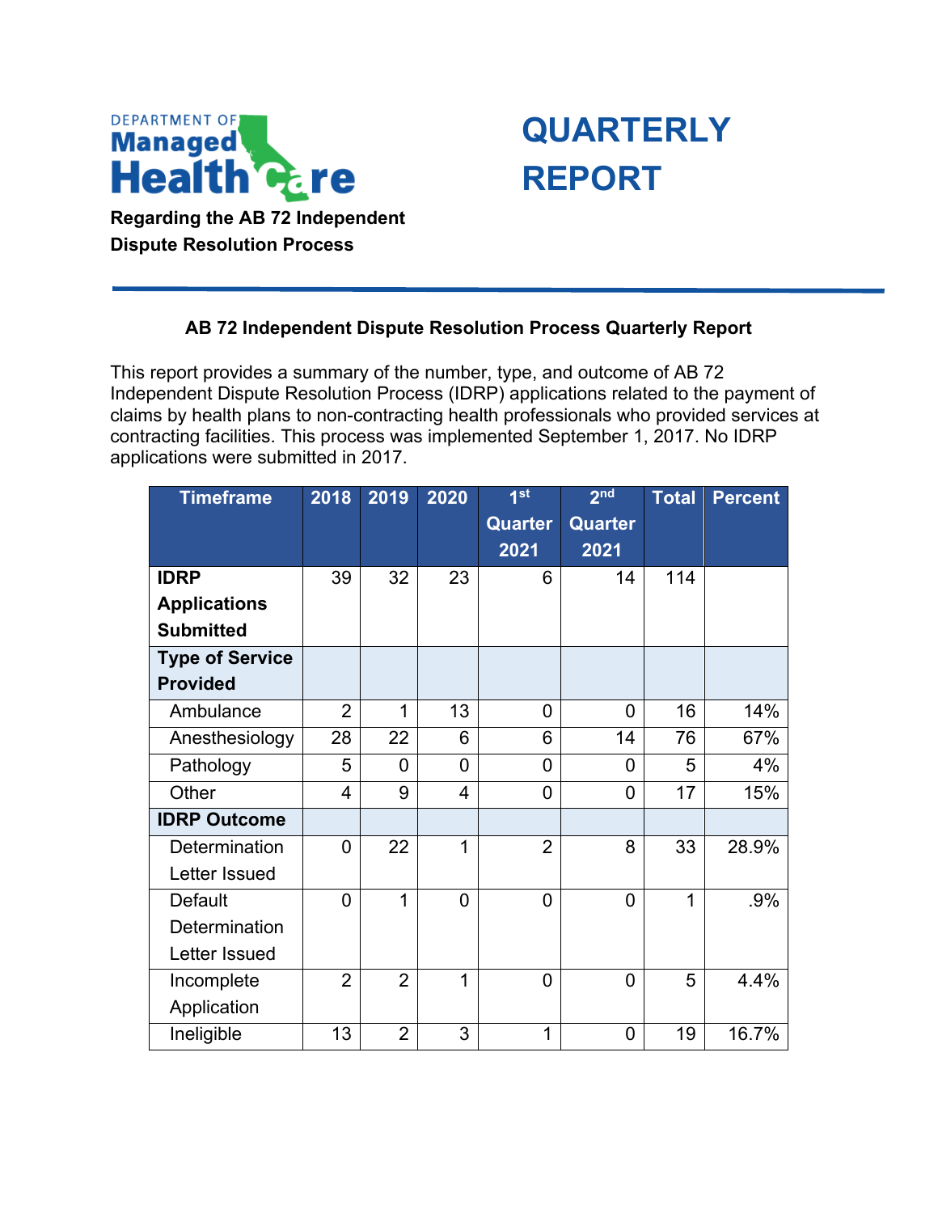Department of Managed Health Care

# QUARTERLY REPORT

**Regarding the AB 72 Independent Dispute Resolution Process**

## AB 72 Independent Dispute Resolution Process Quarterly Report

This report provides a summary of the number, type, and outcome of AB 72 Independent Dispute Resolution Process (IDRP) applications related to the payment of claims by health plans to non-contracting health professionals who provided services at contracting facilities. This process was implemented September 1, 2017. No IDRP applications were submitted in 2017.

| Timeframe | 2018 | 2019 | 2020 | 1st Quarter 2021 | 2nd Quarter 2021 | Total | Percent |
|---|---|---|---|---|---|---|---|
| **IDRP Applications Submitted** | 39 | 32 | 23 | 6 | 14 | 114 | |
| **Type of Service Provided** | | | | | | | |
| Ambulance | 2 | 1 | 13 | 0 | 0 | 16 | 14% |
| Anesthesiology | 28 | 22 | 6 | 6 | 14 | 76 | 67% |
| Pathology | 5 | 0 | 0 | 0 | 0 | 5 | 4% |
| Other | 4 | 9 | 4 | 0 | 0 | 17 | 15% |
| **IDRP Outcome** | | | | | | | |
| Determination Letter Issued | 0 | 22 | 1 | 2 | 8 | 33 | 28.9% |
| Default Determination Letter Issued | 0 | 1 | 0 | 0 | 0 | 1 | .9% |
| Incomplete Application | 2 | 2 | 1 | 0 | 0 | 5 | 4.4% |
| Ineligible | 13 | 2 | 3 | 1 | 0 | 19 | 16.7% |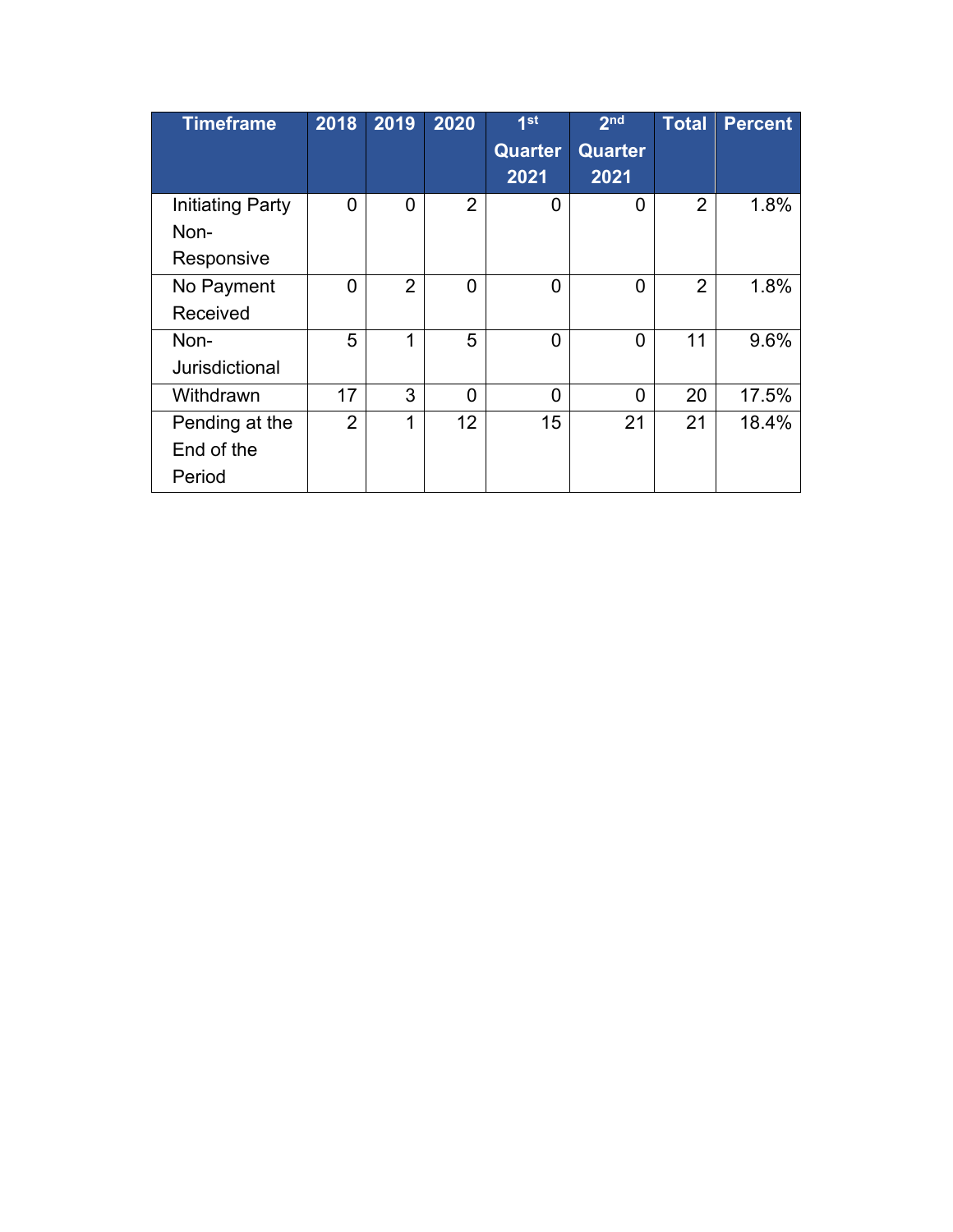| Timeframe | 2018 | 2019 | 2020 | 1st Quarter 2021 | 2nd Quarter 2021 | Total | Percent |
|---|---|---|---|---|---|---|---|
| Initiating Party Non-Responsive | 0 | 0 | 2 | 0 | 0 | 2 | 1.8% |
| No Payment Received | 0 | 2 | 0 | 0 | 0 | 2 | 1.8% |
| Non-Jurisdictional | 5 | 1 | 5 | 0 | 0 | 11 | 9.6% |
| Withdrawn | 17 | 3 | 0 | 0 | 0 | 20 | 17.5% |
| Pending at the End of the Period | 2 | 1 | 12 | 15 | 21 | 21 | 18.4% |